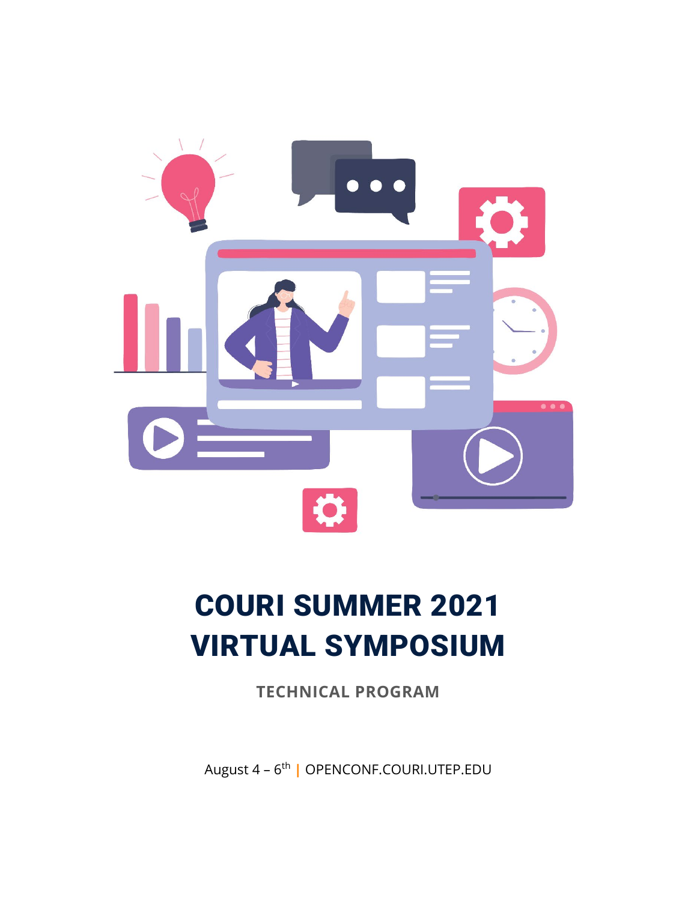# COURI SUMMER 2021 VIRTUAL SYMPOSIUM

**TECHNICAL PROGRAM**

August 4 – 6th | OPENCONF.COURI.UTEP.EDU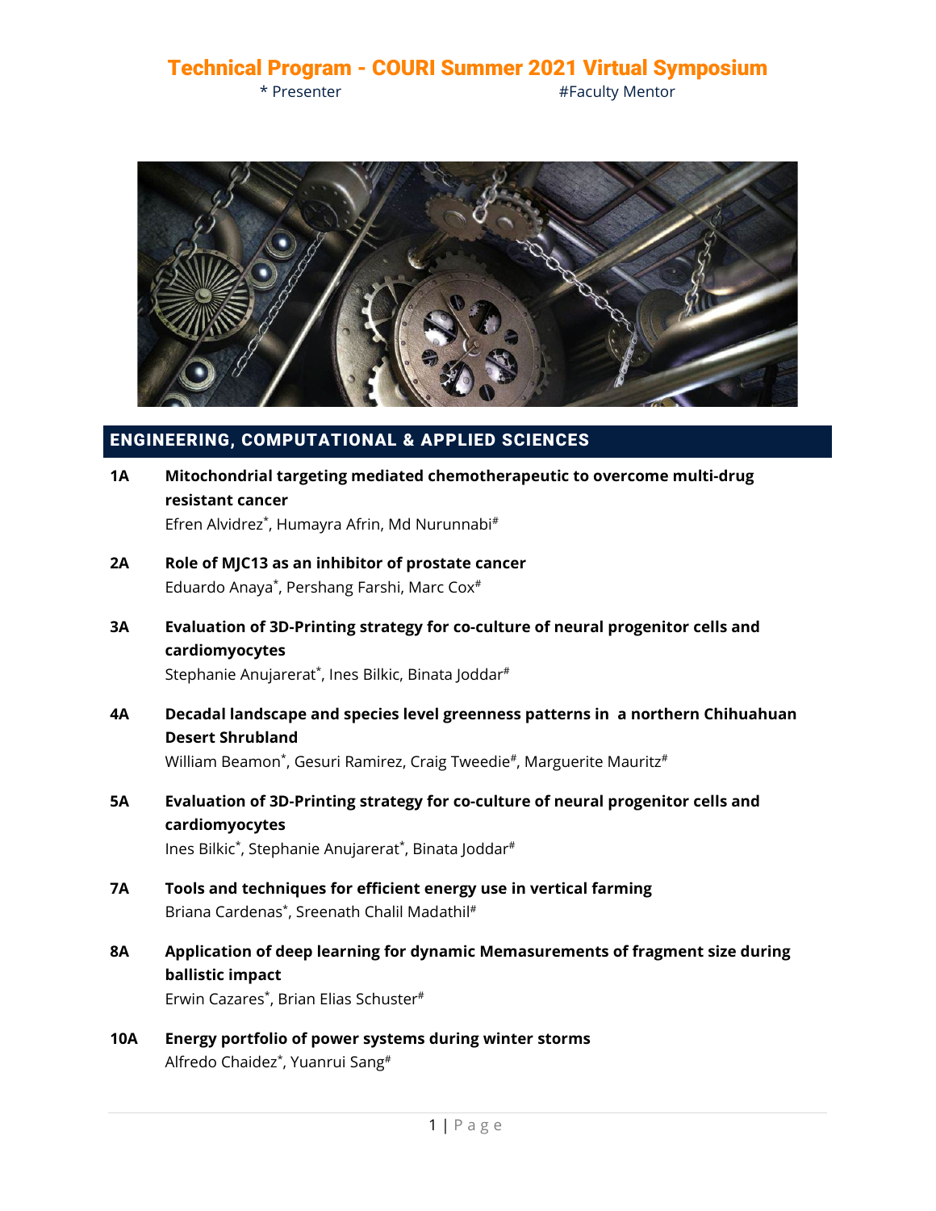# Technical Program - COURI Summer 2021 Virtual Symposium

\* Presenter #Faculty Mentor

## ENGINEERING, COMPUTATIONAL & APPLIED SCIENCES

**1A** **Mitochondrial targeting mediated chemotherapeutic to overcome multi-drug resistant cancer**
Efren Alvidrez*, Humayra Afrin, Md Nurunnabi#

**2A** **Role of MJC13 as an inhibitor of prostate cancer**
Eduardo Anaya*, Pershang Farshi, Marc Cox#

**3A** **Evaluation of 3D-Printing strategy for co-culture of neural progenitor cells and cardiomyocytes**
Stephanie Anujarerat*, Ines Bilkic, Binata Joddar#

**4A** **Decadal landscape and species level greenness patterns in a northern Chihuahuan Desert Shrubland**
William Beamon*, Gesuri Ramirez, Craig Tweedie#, Marguerite Mauritz#

**5A** **Evaluation of 3D-Printing strategy for co-culture of neural progenitor cells and cardiomyocytes**
Ines Bilkic*, Stephanie Anujarerat*, Binata Joddar#

**7A** **Tools and techniques for efficient energy use in vertical farming**
Briana Cardenas*, Sreenath Chalil Madathil#

**8A** **Application of deep learning for dynamic Memasurements of fragment size during ballistic impact**
Erwin Cazares*, Brian Elias Schuster#

**10A** **Energy portfolio of power systems during winter storms**
Alfredo Chaidez*, Yuanrui Sang#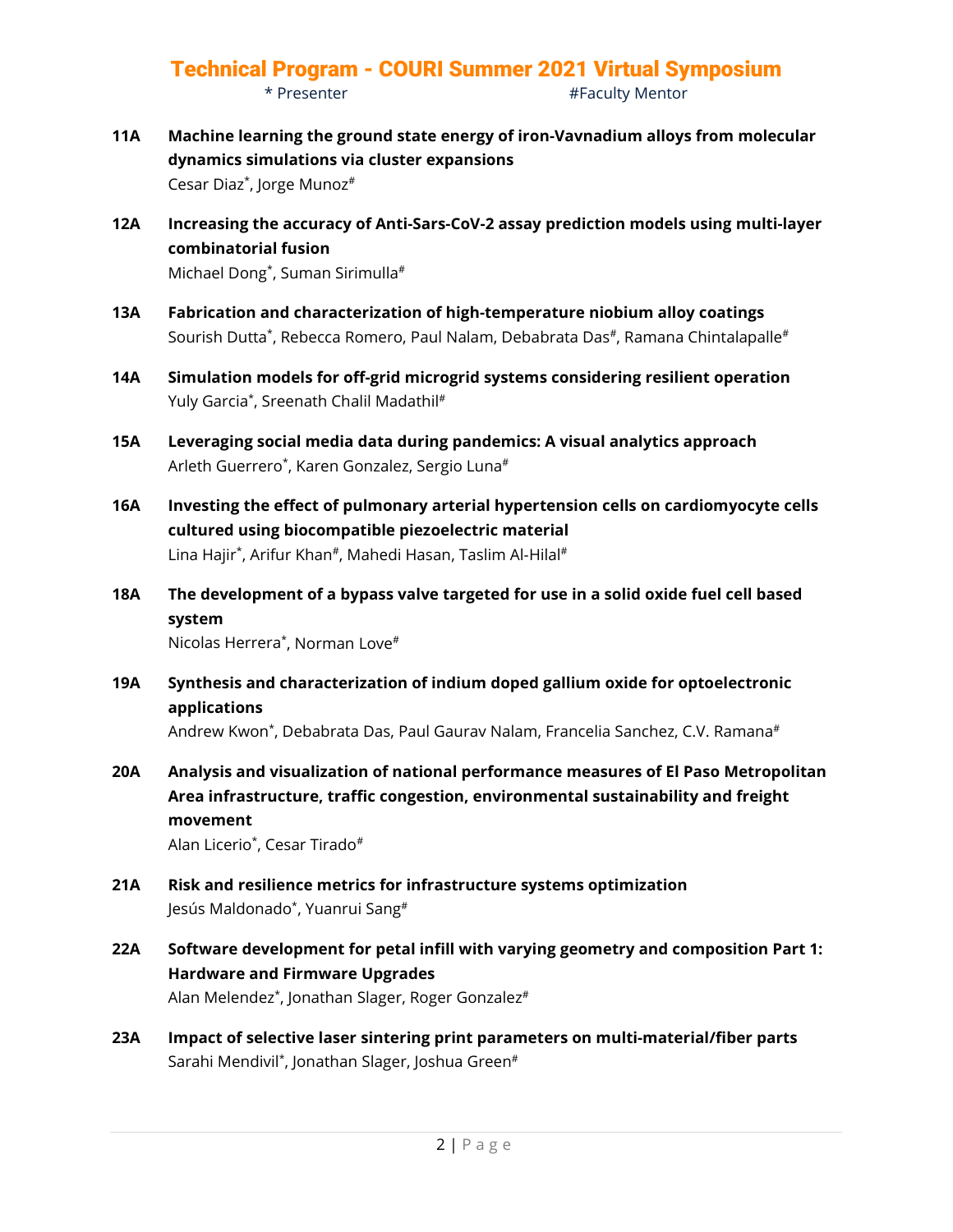# Technical Program - COURI Summer 2021 Virtual Symposium

\* Presenter #Faculty Mentor

**11A** **Machine learning the ground state energy of iron-Vavnadium alloys from molecular dynamics simulations via cluster expansions**
Cesar Diaz*, Jorge Munoz#

**12A** **Increasing the accuracy of Anti-Sars-CoV-2 assay prediction models using multi-layer combinatorial fusion**
Michael Dong*, Suman Sirimulla#

**13A** **Fabrication and characterization of high-temperature niobium alloy coatings**
Sourish Dutta*, Rebecca Romero, Paul Nalam, Debabrata Das#, Ramana Chintalapalle#

**14A** **Simulation models for off-grid microgrid systems considering resilient operation**
Yuly Garcia*, Sreenath Chalil Madathil#

**15A** **Leveraging social media data during pandemics: A visual analytics approach**
Arleth Guerrero*, Karen Gonzalez, Sergio Luna#

**16A** **Investing the effect of pulmonary arterial hypertension cells on cardiomyocyte cells cultured using biocompatible piezoelectric material**
Lina Hajir*, Arifur Khan#, Mahedi Hasan, Taslim Al-Hilal#

**18A** **The development of a bypass valve targeted for use in a solid oxide fuel cell based system**
Nicolas Herrera*, Norman Love#

**19A** **Synthesis and characterization of indium doped gallium oxide for optoelectronic applications**
Andrew Kwon*, Debabrata Das, Paul Gaurav Nalam, Francelia Sanchez, C.V. Ramana#

**20A** **Analysis and visualization of national performance measures of El Paso Metropolitan Area infrastructure, traffic congestion, environmental sustainability and freight movement**
Alan Licerio*, Cesar Tirado#

**21A** **Risk and resilience metrics for infrastructure systems optimization**
Jesús Maldonado*, Yuanrui Sang#

**22A** **Software development for petal infill with varying geometry and composition Part 1: Hardware and Firmware Upgrades**
Alan Melendez*, Jonathan Slager, Roger Gonzalez#

**23A** **Impact of selective laser sintering print parameters on multi-material/fiber parts**
Sarahi Mendivil*, Jonathan Slager, Joshua Green#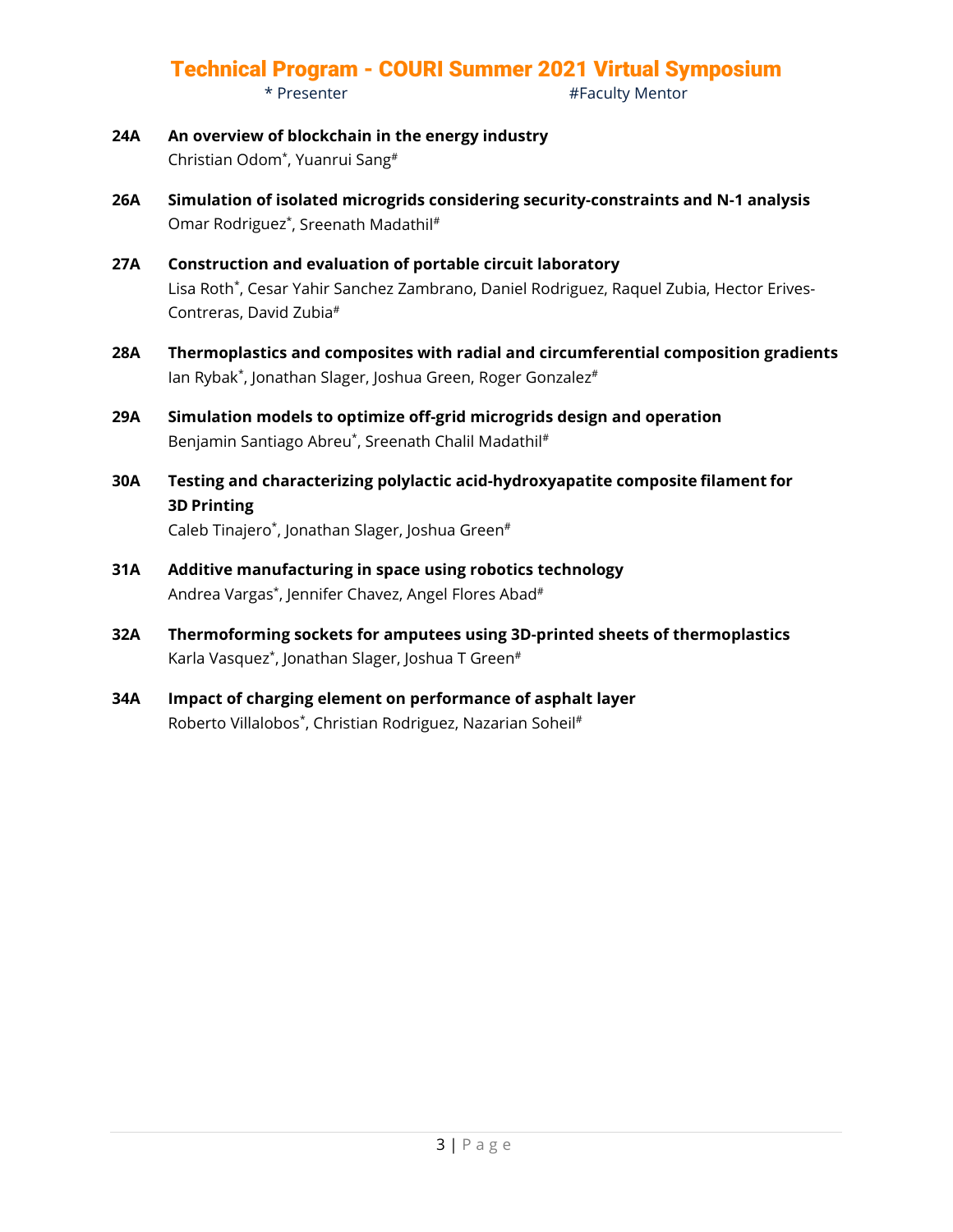**24A** **An overview of blockchain in the energy industry**
Christian Odom*, Yuanrui Sang#

**26A** **Simulation of isolated microgrids considering security-constraints and N-1 analysis**
Omar Rodriguez*, Sreenath Madathil#

**27A** **Construction and evaluation of portable circuit laboratory**
Lisa Roth*, Cesar Yahir Sanchez Zambrano, Daniel Rodriguez, Raquel Zubia, Hector Erives-Contreras, David Zubia#

**28A** **Thermoplastics and composites with radial and circumferential composition gradients**
Ian Rybak*, Jonathan Slager, Joshua Green, Roger Gonzalez#

**29A** **Simulation models to optimize off-grid microgrids design and operation**
Benjamin Santiago Abreu*, Sreenath Chalil Madathil#

**30A** **Testing and characterizing polylactic acid-hydroxyapatite composite filament for 3D Printing**
Caleb Tinajero*, Jonathan Slager, Joshua Green#

**31A** **Additive manufacturing in space using robotics technology**
Andrea Vargas*, Jennifer Chavez, Angel Flores Abad#

**32A** **Thermoforming sockets for amputees using 3D-printed sheets of thermoplastics**
Karla Vasquez*, Jonathan Slager, Joshua T Green#

**34A** **Impact of charging element on performance of asphalt layer**
Roberto Villalobos*, Christian Rodriguez, Nazarian Soheil#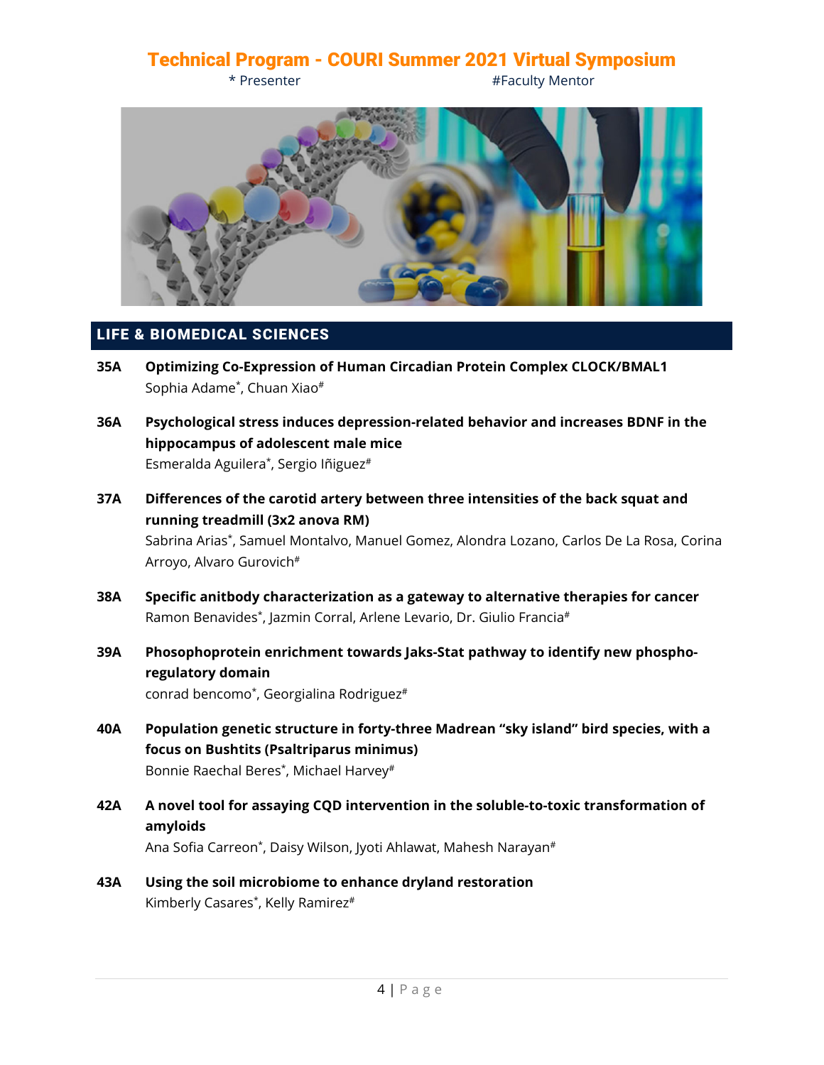# Technical Program - COURI Summer 2021 Virtual Symposium

\* Presenter #Faculty Mentor

## LIFE & BIOMEDICAL SCIENCES

**35A** **Optimizing Co-Expression of Human Circadian Protein Complex CLOCK/BMAL1**
Sophia Adame*, Chuan Xiao#

**36A** **Psychological stress induces depression-related behavior and increases BDNF in the hippocampus of adolescent male mice**
Esmeralda Aguilera*, Sergio Iñiguez#

**37A** **Differences of the carotid artery between three intensities of the back squat and running treadmill (3x2 anova RM)**
Sabrina Arias*, Samuel Montalvo, Manuel Gomez, Alondra Lozano, Carlos De La Rosa, Corina Arroyo, Alvaro Gurovich#

**38A** **Specific anitbody characterization as a gateway to alternative therapies for cancer**
Ramon Benavides*, Jazmin Corral, Arlene Levario, Dr. Giulio Francia#

**39A** **Phosophoprotein enrichment towards Jaks-Stat pathway to identify new phospho-regulatory domain**
conrad bencomo*, Georgialina Rodriguez#

**40A** **Population genetic structure in forty-three Madrean "sky island" bird species, with a focus on Bushtits (Psaltriparus minimus)**
Bonnie Raechal Beres*, Michael Harvey#

**42A** **A novel tool for assaying CQD intervention in the soluble-to-toxic transformation of amyloids**
Ana Sofia Carreon*, Daisy Wilson, Jyoti Ahlawat, Mahesh Narayan#

**43A** **Using the soil microbiome to enhance dryland restoration**
Kimberly Casares*, Kelly Ramirez#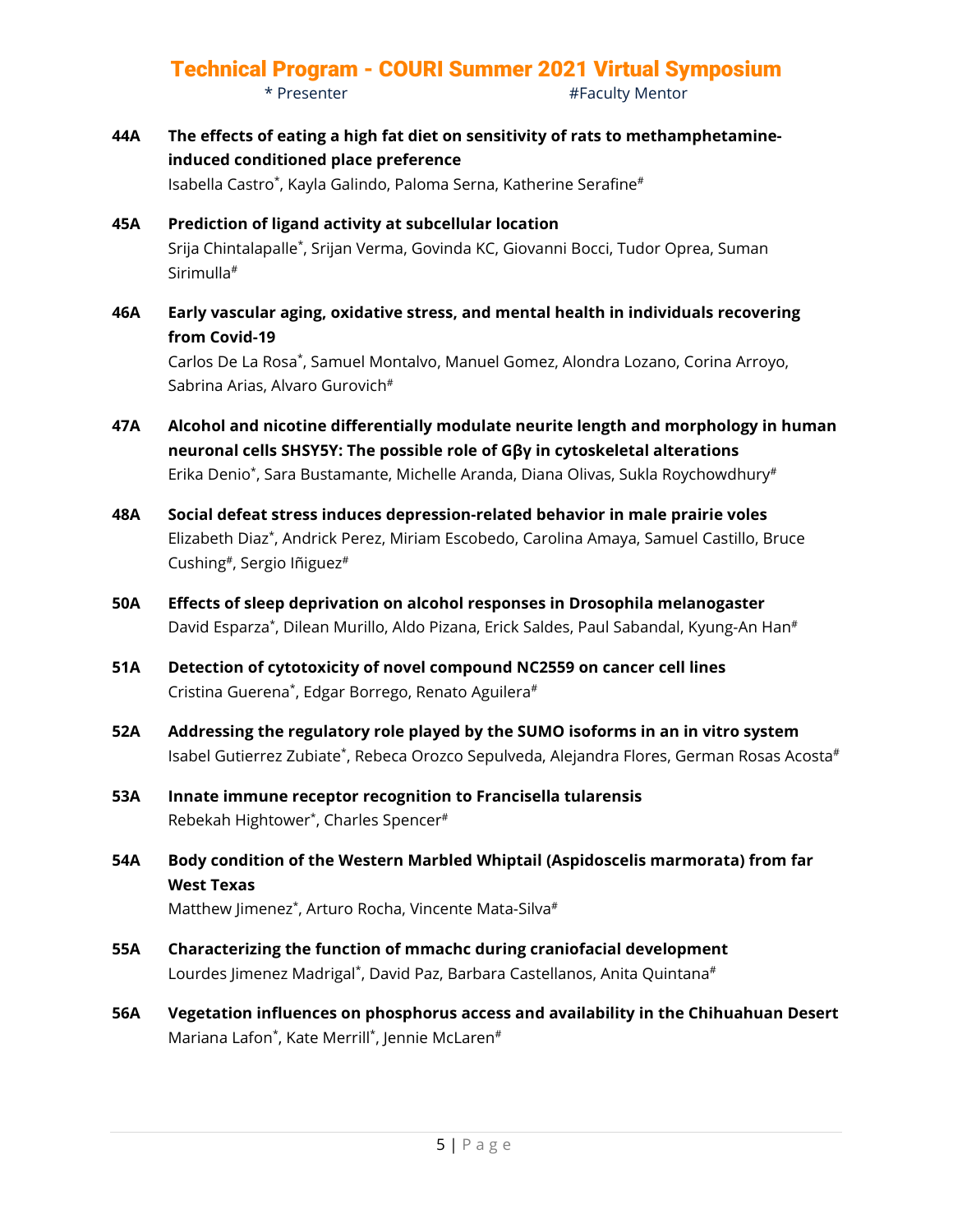# Technical Program - COURI Summer 2021 Virtual Symposium

\* Presenter #Faculty Mentor

**44A** **The effects of eating a high fat diet on sensitivity of rats to methamphetamine-induced conditioned place preference**
Isabella Castro*, Kayla Galindo, Paloma Serna, Katherine Serafine#

**45A** **Prediction of ligand activity at subcellular location**
Srija Chintalapalle*, Srijan Verma, Govinda KC, Giovanni Bocci, Tudor Oprea, Suman Sirimulla#

**46A** **Early vascular aging, oxidative stress, and mental health in individuals recovering from Covid-19**
Carlos De La Rosa*, Samuel Montalvo, Manuel Gomez, Alondra Lozano, Corina Arroyo, Sabrina Arias, Alvaro Gurovich#

**47A** **Alcohol and nicotine differentially modulate neurite length and morphology in human neuronal cells SHSY5Y: The possible role of Gβγ in cytoskeletal alterations**
Erika Denio*, Sara Bustamante, Michelle Aranda, Diana Olivas, Sukla Roychowdhury#

**48A** **Social defeat stress induces depression-related behavior in male prairie voles**
Elizabeth Diaz*, Andrick Perez, Miriam Escobedo, Carolina Amaya, Samuel Castillo, Bruce Cushing#, Sergio Iñiguez#

**50A** **Effects of sleep deprivation on alcohol responses in Drosophila melanogaster**
David Esparza*, Dilean Murillo, Aldo Pizana, Erick Saldes, Paul Sabandal, Kyung-An Han#

**51A** **Detection of cytotoxicity of novel compound NC2559 on cancer cell lines**
Cristina Guerena*, Edgar Borrego, Renato Aguilera#

**52A** **Addressing the regulatory role played by the SUMO isoforms in an in vitro system**
Isabel Gutierrez Zubiate*, Rebeca Orozco Sepulveda, Alejandra Flores, German Rosas Acosta#

**53A** **Innate immune receptor recognition to Francisella tularensis**
Rebekah Hightower*, Charles Spencer#

**54A** **Body condition of the Western Marbled Whiptail (Aspidoscelis marmorata) from far West Texas**
Matthew Jimenez*, Arturo Rocha, Vincente Mata-Silva#

**55A** **Characterizing the function of mmachc during craniofacial development**
Lourdes Jimenez Madrigal*, David Paz, Barbara Castellanos, Anita Quintana#

**56A** **Vegetation influences on phosphorus access and availability in the Chihuahuan Desert**
Mariana Lafon*, Kate Merrill*, Jennie McLaren#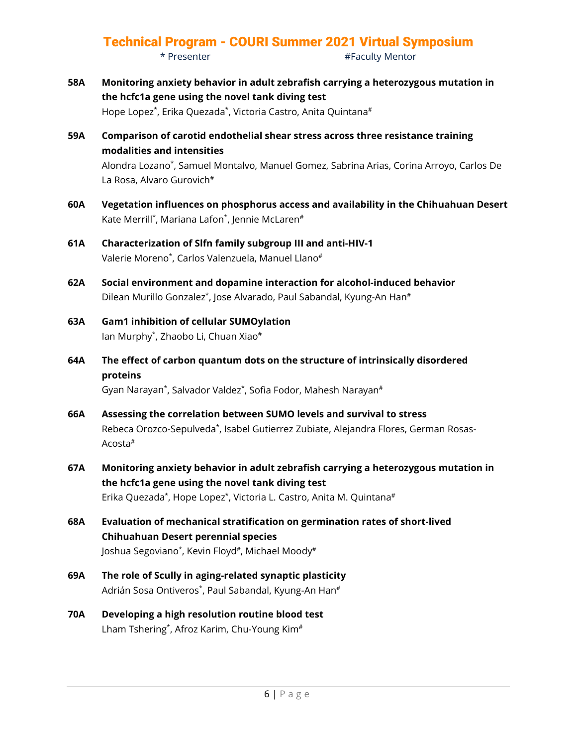# Technical Program - COURI Summer 2021 Virtual Symposium

\* Presenter #Faculty Mentor

**58A** **Monitoring anxiety behavior in adult zebrafish carrying a heterozygous mutation in the hcfc1a gene using the novel tank diving test**
Hope Lopez*, Erika Quezada*, Victoria Castro, Anita Quintana#

**59A** **Comparison of carotid endothelial shear stress across three resistance training modalities and intensities**
Alondra Lozano*, Samuel Montalvo, Manuel Gomez, Sabrina Arias, Corina Arroyo, Carlos De La Rosa, Alvaro Gurovich#

**60A** **Vegetation influences on phosphorus access and availability in the Chihuahuan Desert**
Kate Merrill*, Mariana Lafon*, Jennie McLaren#

**61A** **Characterization of Slfn family subgroup III and anti-HIV-1**
Valerie Moreno*, Carlos Valenzuela, Manuel Llano#

**62A** **Social environment and dopamine interaction for alcohol-induced behavior**
Dilean Murillo Gonzalez*, Jose Alvarado, Paul Sabandal, Kyung-An Han#

**63A** **Gam1 inhibition of cellular SUMOylation**
Ian Murphy*, Zhaobo Li, Chuan Xiao#

**64A** **The effect of carbon quantum dots on the structure of intrinsically disordered proteins**
Gyan Narayan*, Salvador Valdez*, Sofia Fodor, Mahesh Narayan#

**66A** **Assessing the correlation between SUMO levels and survival to stress**
Rebeca Orozco-Sepulveda*, Isabel Gutierrez Zubiate, Alejandra Flores, German Rosas-Acosta#

**67A** **Monitoring anxiety behavior in adult zebrafish carrying a heterozygous mutation in the hcfc1a gene using the novel tank diving test**
Erika Quezada*, Hope Lopez*, Victoria L. Castro, Anita M. Quintana#

**68A** **Evaluation of mechanical stratification on germination rates of short-lived Chihuahuan Desert perennial species**
Joshua Segoviano*, Kevin Floyd#, Michael Moody#

**69A** **The role of Scully in aging-related synaptic plasticity**
Adrián Sosa Ontiveros*, Paul Sabandal, Kyung-An Han#

**70A** **Developing a high resolution routine blood test**
Lham Tshering*, Afroz Karim, Chu-Young Kim#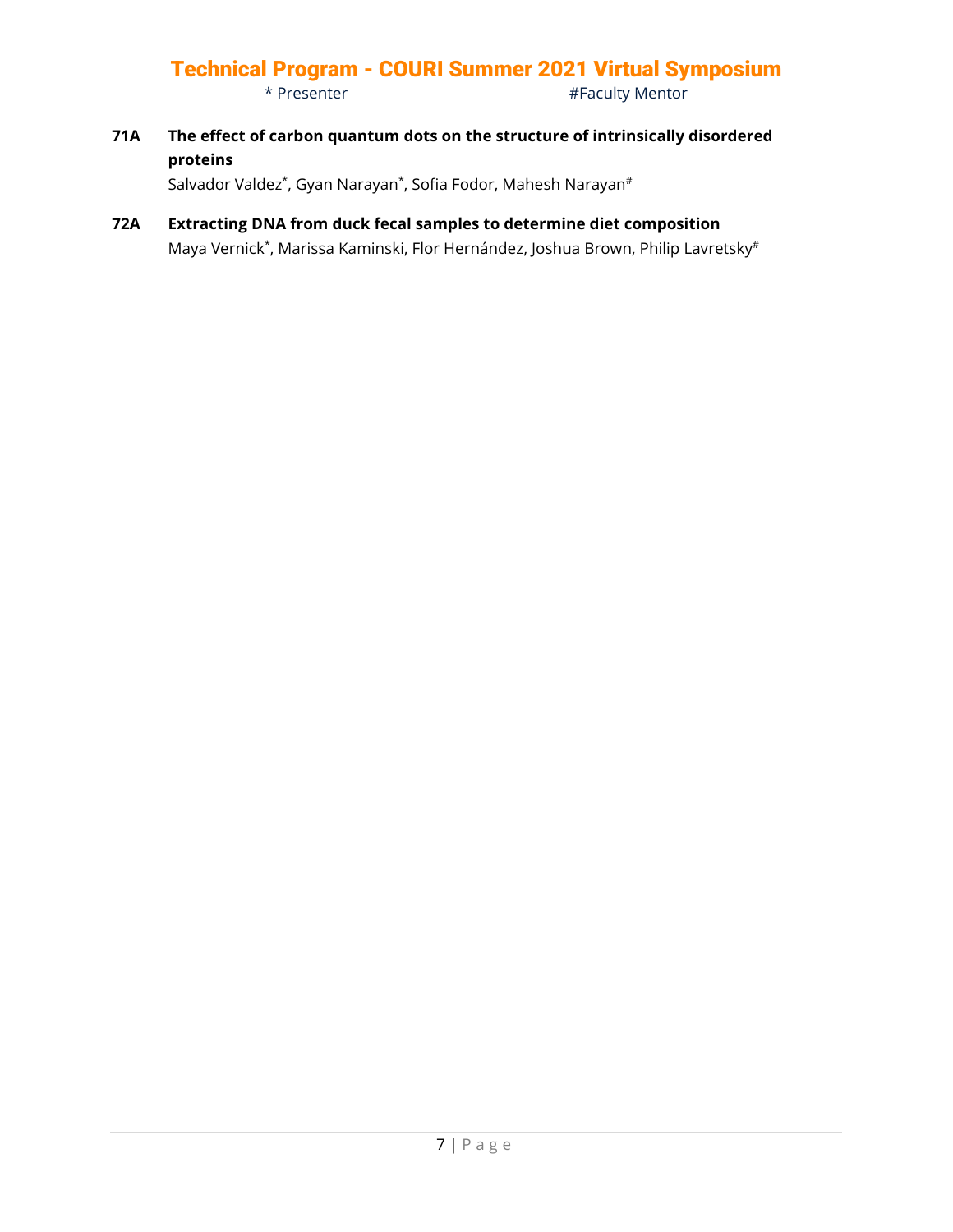**71A The effect of carbon quantum dots on the structure of intrinsically disordered proteins**

Salvador Valdez*, Gyan Narayan*, Sofia Fodor, Mahesh Narayan#

**72A Extracting DNA from duck fecal samples to determine diet composition**

Maya Vernick*, Marissa Kaminski, Flor Hernández, Joshua Brown, Philip Lavretsky#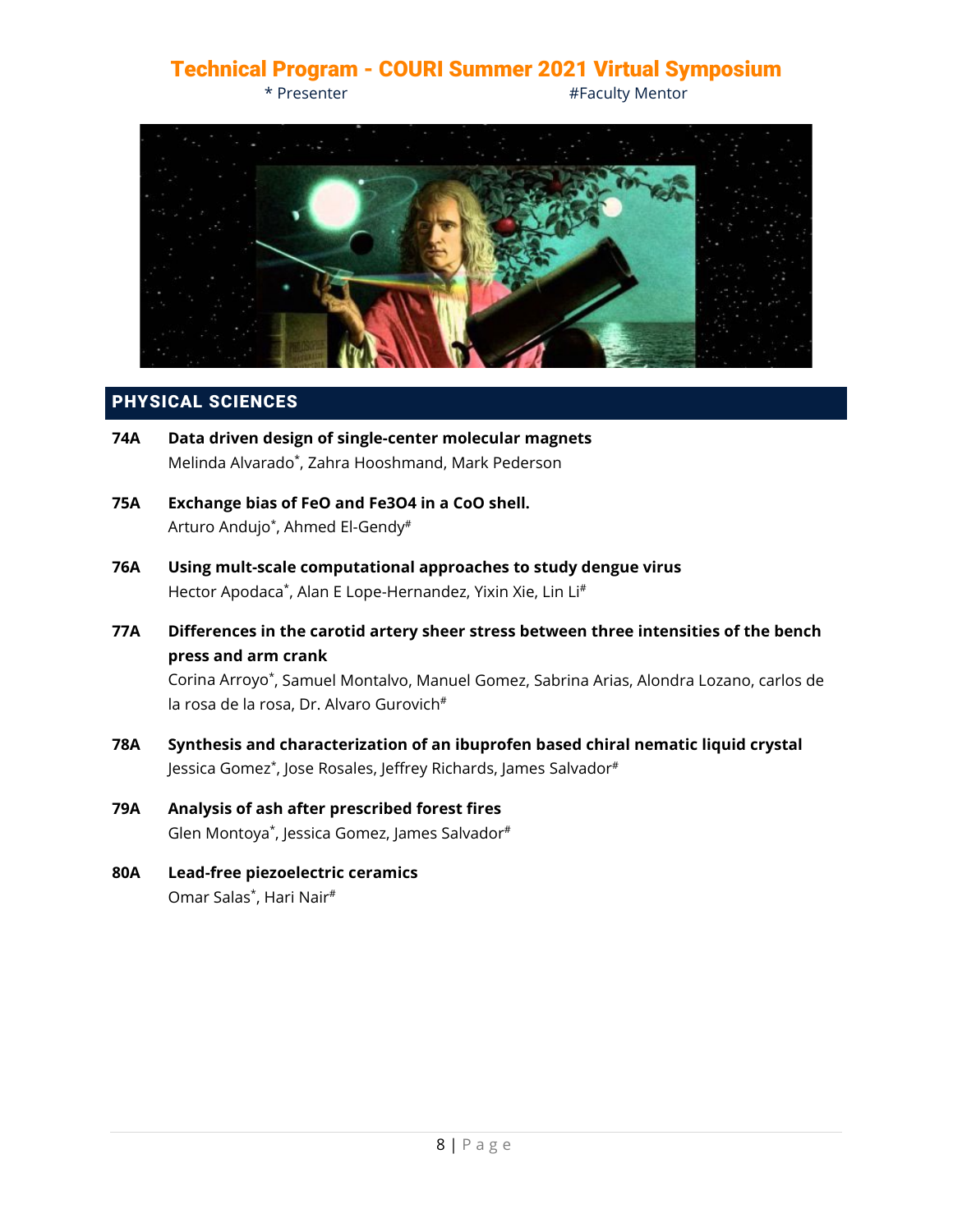# Technical Program - COURI Summer 2021 Virtual Symposium

\* Presenter #Faculty Mentor

## PHYSICAL SCIENCES

**74A Data driven design of single-center molecular magnets**
Melinda Alvarado*, Zahra Hooshmand, Mark Pederson

**75A Exchange bias of FeO and Fe3O4 in a CoO shell.**
Arturo Andujo*, Ahmed El-Gendy#

**76A Using mult-scale computational approaches to study dengue virus**
Hector Apodaca*, Alan E Lope-Hernandez, Yixin Xie, Lin Li#

**77A Differences in the carotid artery sheer stress between three intensities of the bench press and arm crank**
Corina Arroyo*, Samuel Montalvo, Manuel Gomez, Sabrina Arias, Alondra Lozano, carlos de la rosa de la rosa, Dr. Alvaro Gurovich#

**78A Synthesis and characterization of an ibuprofen based chiral nematic liquid crystal**
Jessica Gomez*, Jose Rosales, Jeffrey Richards, James Salvador#

**79A Analysis of ash after prescribed forest fires**
Glen Montoya*, Jessica Gomez, James Salvador#

**80A Lead-free piezoelectric ceramics**
Omar Salas*, Hari Nair#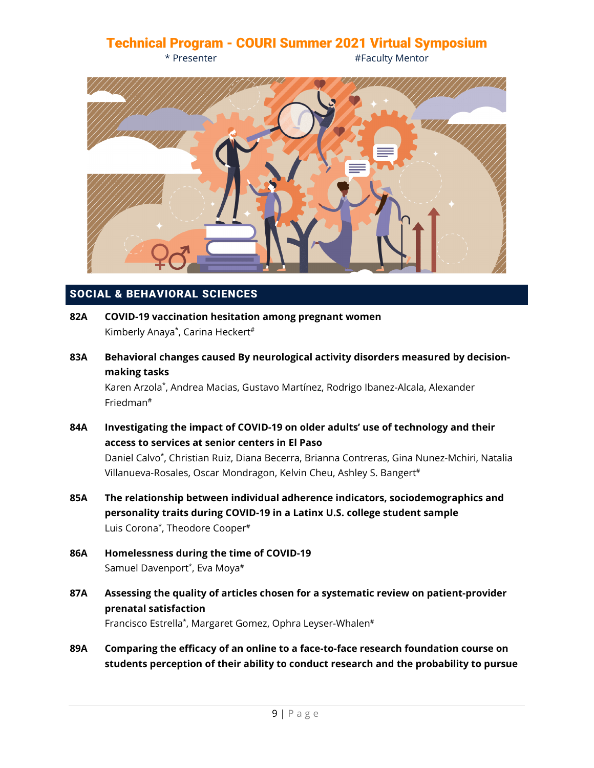# Technical Program - COURI Summer 2021 Virtual Symposium

\* Presenter #Faculty Mentor

## SOCIAL & BEHAVIORAL SCIENCES

**82A COVID-19 vaccination hesitation among pregnant women**
Kimberly Anaya*, Carina Heckert#

**83A Behavioral changes caused By neurological activity disorders measured by decision-making tasks**
Karen Arzola*, Andrea Macias, Gustavo Martínez, Rodrigo Ibanez-Alcala, Alexander Friedman#

**84A Investigating the impact of COVID-19 on older adults' use of technology and their access to services at senior centers in El Paso**
Daniel Calvo*, Christian Ruiz, Diana Becerra, Brianna Contreras, Gina Nunez-Mchiri, Natalia Villanueva-Rosales, Oscar Mondragon, Kelvin Cheu, Ashley S. Bangert#

**85A The relationship between individual adherence indicators, sociodemographics and personality traits during COVID-19 in a Latinx U.S. college student sample**
Luis Corona*, Theodore Cooper#

**86A Homelessness during the time of COVID-19**
Samuel Davenport*, Eva Moya#

**87A Assessing the quality of articles chosen for a systematic review on patient-provider prenatal satisfaction**
Francisco Estrella*, Margaret Gomez, Ophra Leyser-Whalen#

**89A Comparing the efficacy of an online to a face-to-face research foundation course on students perception of their ability to conduct research and the probability to pursue**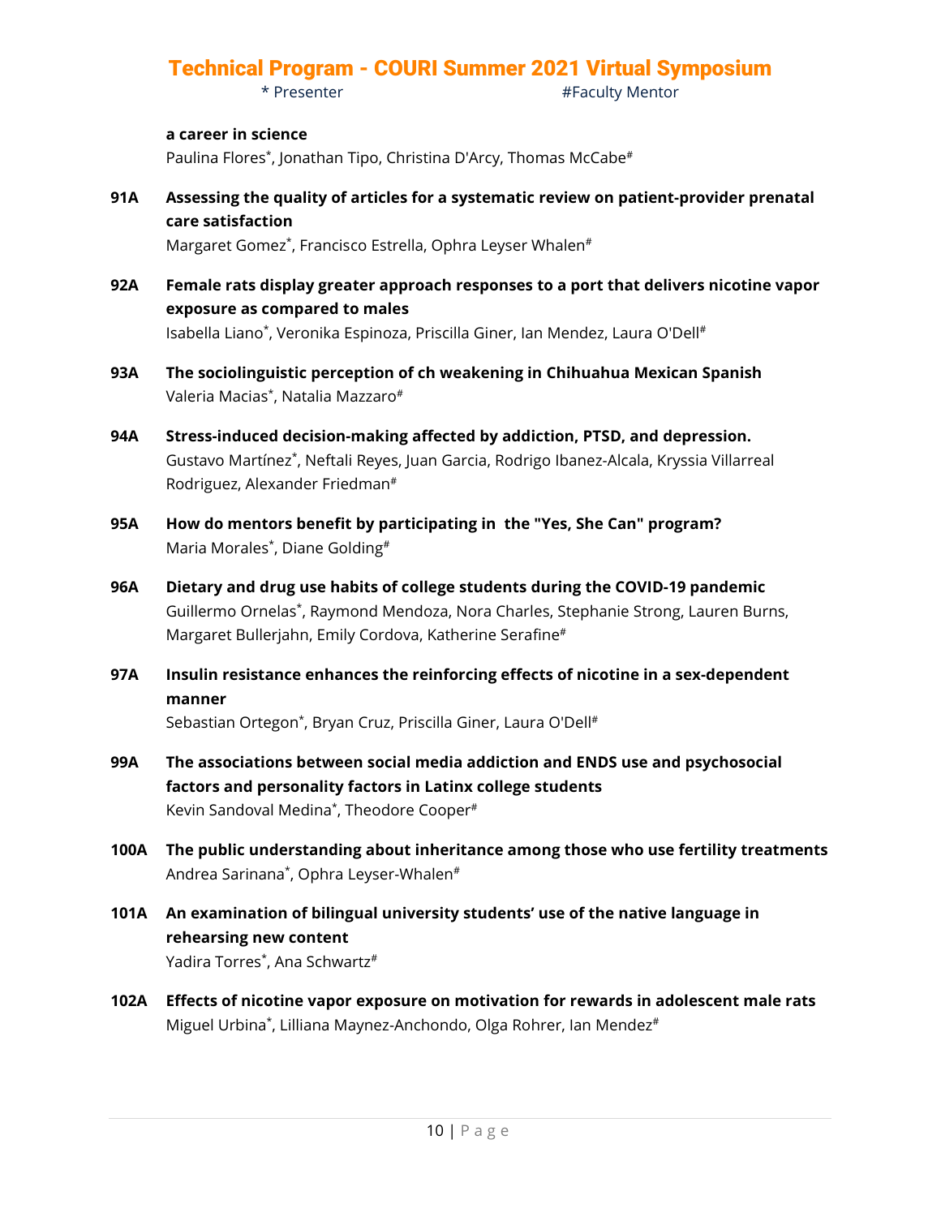**a career in science**
Paulina Flores*, Jonathan Tipo, Christina D'Arcy, Thomas McCabe#

**91A Assessing the quality of articles for a systematic review on patient-provider prenatal care satisfaction**
Margaret Gomez*, Francisco Estrella, Ophra Leyser Whalen#

**92A Female rats display greater approach responses to a port that delivers nicotine vapor exposure as compared to males**
Isabella Liano*, Veronika Espinoza, Priscilla Giner, Ian Mendez, Laura O'Dell#

**93A The sociolinguistic perception of ch weakening in Chihuahua Mexican Spanish**
Valeria Macias*, Natalia Mazzaro#

**94A Stress-induced decision-making affected by addiction, PTSD, and depression.**
Gustavo Martínez*, Neftali Reyes, Juan Garcia, Rodrigo Ibanez-Alcala, Kryssia Villarreal Rodriguez, Alexander Friedman#

**95A How do mentors benefit by participating in the "Yes, She Can" program?**
Maria Morales*, Diane Golding#

**96A Dietary and drug use habits of college students during the COVID-19 pandemic**
Guillermo Ornelas*, Raymond Mendoza, Nora Charles, Stephanie Strong, Lauren Burns, Margaret Bullerjahn, Emily Cordova, Katherine Serafine#

**97A Insulin resistance enhances the reinforcing effects of nicotine in a sex-dependent manner**
Sebastian Ortegon*, Bryan Cruz, Priscilla Giner, Laura O'Dell#

**99A The associations between social media addiction and ENDS use and psychosocial factors and personality factors in Latinx college students**
Kevin Sandoval Medina*, Theodore Cooper#

**100A The public understanding about inheritance among those who use fertility treatments**
Andrea Sarinana*, Ophra Leyser-Whalen#

**101A An examination of bilingual university students' use of the native language in rehearsing new content**
Yadira Torres*, Ana Schwartz#

**102A Effects of nicotine vapor exposure on motivation for rewards in adolescent male rats**
Miguel Urbina*, Lilliana Maynez-Anchondo, Olga Rohrer, Ian Mendez#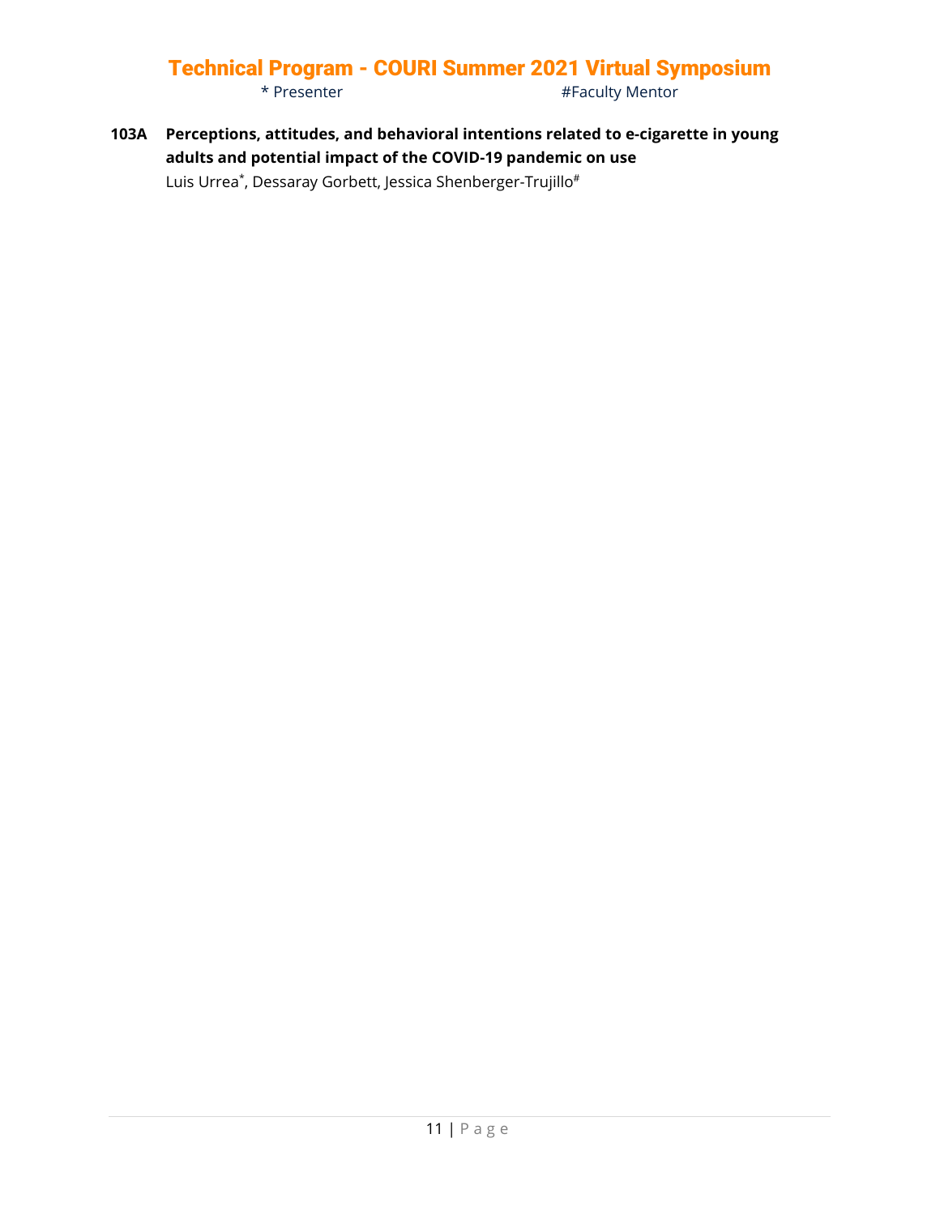**103A Perceptions, attitudes, and behavioral intentions related to e-cigarette in young adults and potential impact of the COVID-19 pandemic on use**

Luis Urrea*, Dessaray Gorbett, Jessica Shenberger-Trujillo#